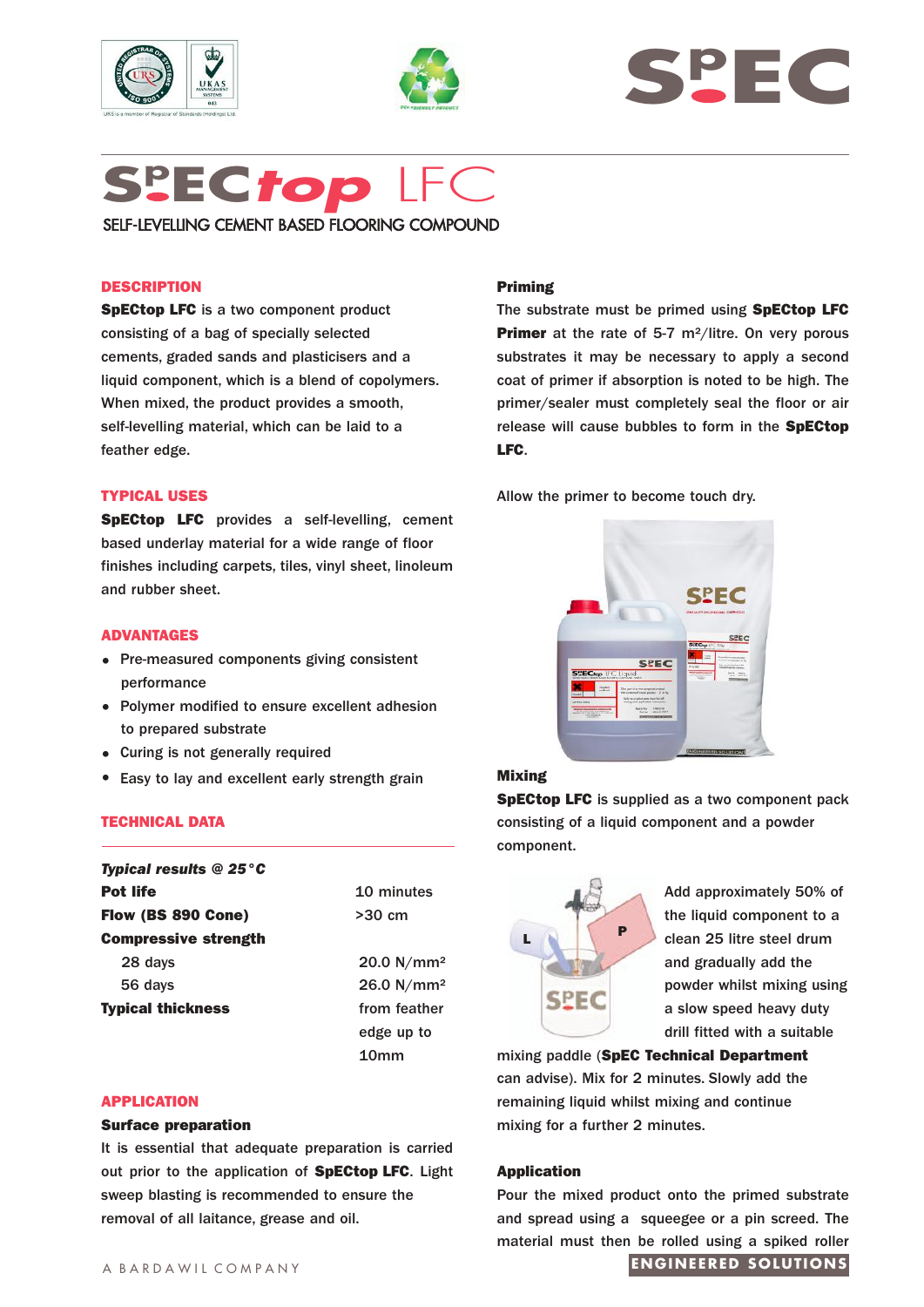# SpECtop LFC

SELF-LEVELLING CEMENT BASED FLOORING COMPOUND

## DESCRIPTION

**SpECtop LFC** is a two component product consisting of a bag of specially selected cements, graded sands and plasticisers and a liquid component, which is a blend of copolymers. When mixed, the product provides a smooth, self-levelling material, which can be laid to a feather edge.

## TYPICAL USES

**SpECtop LFC** provides a self-levelling, cement based underlay material for a wide range of floor finishes including carpets, tiles, vinyl sheet, linoleum and rubber sheet.

## ADVANTAGES

- Pre-measured components giving consistent performance
- Polymer modified to ensure excellent adhesion to prepared substrate
- Curing is not generally required
- Easy to lay and excellent early strength grain

## TECHNICAL DATA

| ***Typical results @ 25°C*** | |
|---|---|
| **Pot life** | 10 minutes |
| **Flow (BS 890 Cone)** | >30 cm |
| **Compressive strength** | |
| 28 days | 20.0 N/mm² |
| 56 days | 26.0 N/mm² |
| **Typical thickness** | from feather edge up to 10mm |

## APPLICATION

### Surface preparation

It is essential that adequate preparation is carried out prior to the application of **SpECtop LFC**. Light sweep blasting is recommended to ensure the removal of all laitance, grease and oil.

### Priming

The substrate must be primed using **SpECtop LFC Primer** at the rate of 5-7 m²/litre. On very porous substrates it may be necessary to apply a second coat of primer if absorption is noted to be high. The primer/sealer must completely seal the floor or air release will cause bubbles to form in the **SpECtop LFC**.

Allow the primer to become touch dry.

### Mixing

**SpECtop LFC** is supplied as a two component pack consisting of a liquid component and a powder component.

Add approximately 50% of the liquid component to a clean 25 litre steel drum and gradually add the powder whilst mixing using a slow speed heavy duty drill fitted with a suitable mixing paddle (**SpEC Technical Department** can advise). Mix for 2 minutes. Slowly add the remaining liquid whilst mixing and continue mixing for a further 2 minutes.

### Application

Pour the mixed product onto the primed substrate and spread using a squeegee or a pin screed. The material must then be rolled using a spiked roller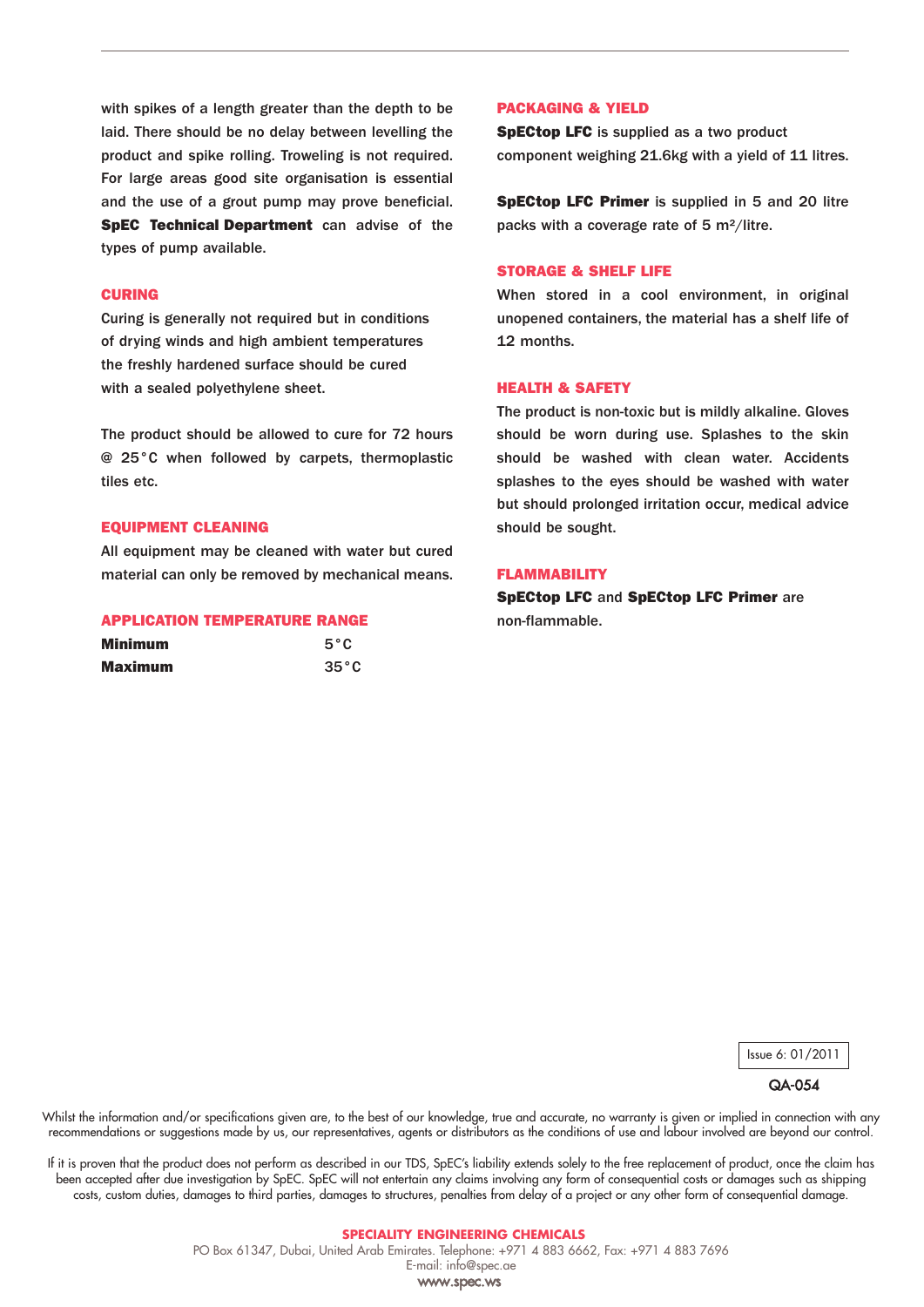with spikes of a length greater than the depth to be laid. There should be no delay between levelling the product and spike rolling. Troweling is not required. For large areas good site organisation is essential and the use of a grout pump may prove beneficial. **SpEC Technical Department** can advise of the types of pump available.

## CURING

Curing is generally not required but in conditions of drying winds and high ambient temperatures the freshly hardened surface should be cured with a sealed polyethylene sheet.

The product should be allowed to cure for 72 hours @ 25°C when followed by carpets, thermoplastic tiles etc.

## EQUIPMENT CLEANING

All equipment may be cleaned with water but cured material can only be removed by mechanical means.

## APPLICATION TEMPERATURE RANGE

| | |
|---|---|
| **Minimum** | 5°C |
| **Maximum** | 35°C |

## PACKAGING & YIELD

**SpECtop LFC** is supplied as a two product component weighing 21.6kg with a yield of 11 litres.

**SpECtop LFC Primer** is supplied in 5 and 20 litre packs with a coverage rate of 5 m²/litre.

## STORAGE & SHELF LIFE

When stored in a cool environment, in original unopened containers, the material has a shelf life of 12 months.

## HEALTH & SAFETY

The product is non-toxic but is mildly alkaline. Gloves should be worn during use. Splashes to the skin should be washed with clean water. Accidents splashes to the eyes should be washed with water but should prolonged irritation occur, medical advice should be sought.

## FLAMMABILITY

**SpECtop LFC** and **SpECtop LFC Primer** are non-flammable.

Issue 6: 01/2011

QA-054

Whilst the information and/or specifications given are, to the best of our knowledge, true and accurate, no warranty is given or implied in connection with any recommendations or suggestions made by us, our representatives, agents or distributors as the conditions of use and labour involved are beyond our control.

If it is proven that the product does not perform as described in our TDS, SpEC's liability extends solely to the free replacement of product, once the claim has been accepted after due investigation by SpEC. SpEC will not entertain any claims involving any form of consequential costs or damages such as shipping costs, custom duties, damages to third parties, damages to structures, penalties from delay of a project or any other form of consequential damage.

**SPECIALITY ENGINEERING CHEMICALS**
PO Box 61347, Dubai, United Arab Emirates. Telephone: +971 4 883 6662, Fax: +971 4 883 7696
E-mail: info@spec.ae
www.spec.ws